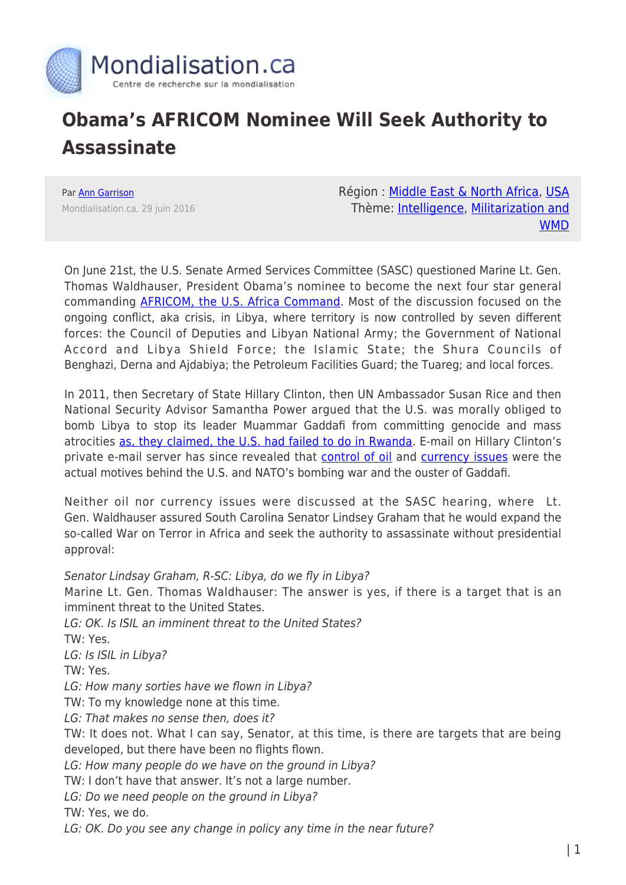# Obama's AFRICOM Nominee Will Seek Authority to Assassinate

Par Ann Garrison

Mondialisation.ca, 29 juin 2016

Région : Middle East & North Africa, USA

Thème: Intelligence, Militarization and WMD

On June 21st, the U.S. Senate Armed Services Committee (SASC) questioned Marine Lt. Gen. Thomas Waldhauser, President Obama's nominee to become the next four star general commanding AFRICOM, the U.S. Africa Command. Most of the discussion focused on the ongoing conflict, aka crisis, in Libya, where territory is now controlled by seven different forces: the Council of Deputies and Libyan National Army; the Government of National Accord and Libya Shield Force; the Islamic State; the Shura Councils of Benghazi, Derna and Ajdabiya; the Petroleum Facilities Guard; the Tuareg; and local forces.

In 2011, then Secretary of State Hillary Clinton, then UN Ambassador Susan Rice and then National Security Advisor Samantha Power argued that the U.S. was morally obliged to bomb Libya to stop its leader Muammar Gaddafi from committing genocide and mass atrocities as, they claimed, the U.S. had failed to do in Rwanda. E-mail on Hillary Clinton's private e-mail server has since revealed that control of oil and currency issues were the actual motives behind the U.S. and NATO's bombing war and the ouster of Gaddafi.

Neither oil nor currency issues were discussed at the SASC hearing, where Lt. Gen. Waldhauser assured South Carolina Senator Lindsey Graham that he would expand the so-called War on Terror in Africa and seek the authority to assassinate without presidential approval:

*Senator Lindsay Graham, R-SC: Libya, do we fly in Libya?*
Marine Lt. Gen. Thomas Waldhauser: The answer is yes, if there is a target that is an imminent threat to the United States.
*LG: OK. Is ISIL an imminent threat to the United States?*
TW: Yes.
*LG: Is ISIL in Libya?*
TW: Yes.
*LG: How many sorties have we flown in Libya?*
TW: To my knowledge none at this time.
*LG: That makes no sense then, does it?*
TW: It does not. What I can say, Senator, at this time, is there are targets that are being developed, but there have been no flights flown.
*LG: How many people do we have on the ground in Libya?*
TW: I don't have that answer. It's not a large number.
*LG: Do we need people on the ground in Libya?*
TW: Yes, we do.
*LG: OK. Do you see any change in policy any time in the near future?*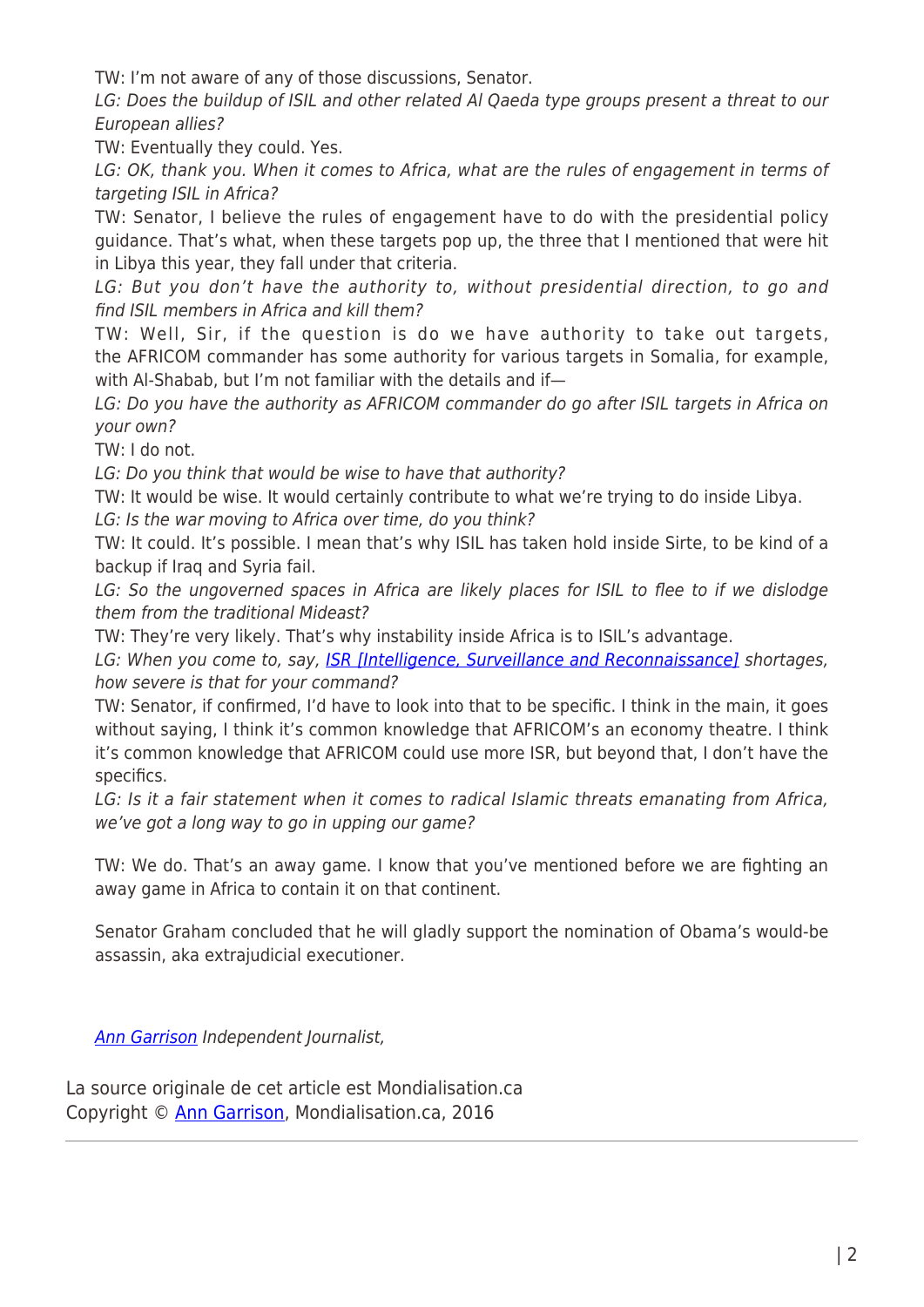TW: I'm not aware of any of those discussions, Senator.

*LG: Does the buildup of ISIL and other related Al Qaeda type groups present a threat to our European allies?*

TW: Eventually they could. Yes.

*LG: OK, thank you. When it comes to Africa, what are the rules of engagement in terms of targeting ISIL in Africa?*

TW: Senator, I believe the rules of engagement have to do with the presidential policy guidance. That's what, when these targets pop up, the three that I mentioned that were hit in Libya this year, they fall under that criteria.

*LG: But you don't have the authority to, without presidential direction, to go and find ISIL members in Africa and kill them?*

TW: Well, Sir, if the question is do we have authority to take out targets, the AFRICOM commander has some authority for various targets in Somalia, for example, with Al-Shabab, but I'm not familiar with the details and if—

*LG: Do you have the authority as AFRICOM commander do go after ISIL targets in Africa on your own?*

TW: I do not.

*LG: Do you think that would be wise to have that authority?*

TW: It would be wise. It would certainly contribute to what we're trying to do inside Libya.

*LG: Is the war moving to Africa over time, do you think?*

TW: It could. It's possible. I mean that's why ISIL has taken hold inside Sirte, to be kind of a backup if Iraq and Syria fail.

*LG: So the ungoverned spaces in Africa are likely places for ISIL to flee to if we dislodge them from the traditional Mideast?*

TW: They're very likely. That's why instability inside Africa is to ISIL's advantage.

*LG: When you come to, say, [ISR [Intelligence, Surveillance and Reconnaissance]] shortages, how severe is that for your command?*

TW: Senator, if confirmed, I'd have to look into that to be specific. I think in the main, it goes without saying, I think it's common knowledge that AFRICOM's an economy theatre. I think it's common knowledge that AFRICOM could use more ISR, but beyond that, I don't have the specifics.

*LG: Is it a fair statement when it comes to radical Islamic threats emanating from Africa, we've got a long way to go in upping our game?*

TW: We do. That's an away game. I know that you've mentioned before we are fighting an away game in Africa to contain it on that continent.

Senator Graham concluded that he will gladly support the nomination of Obama's would-be assassin, aka extrajudicial executioner.

*Ann Garrison Independent Journalist,*

La source originale de cet article est Mondialisation.ca
Copyright © Ann Garrison, Mondialisation.ca, 2016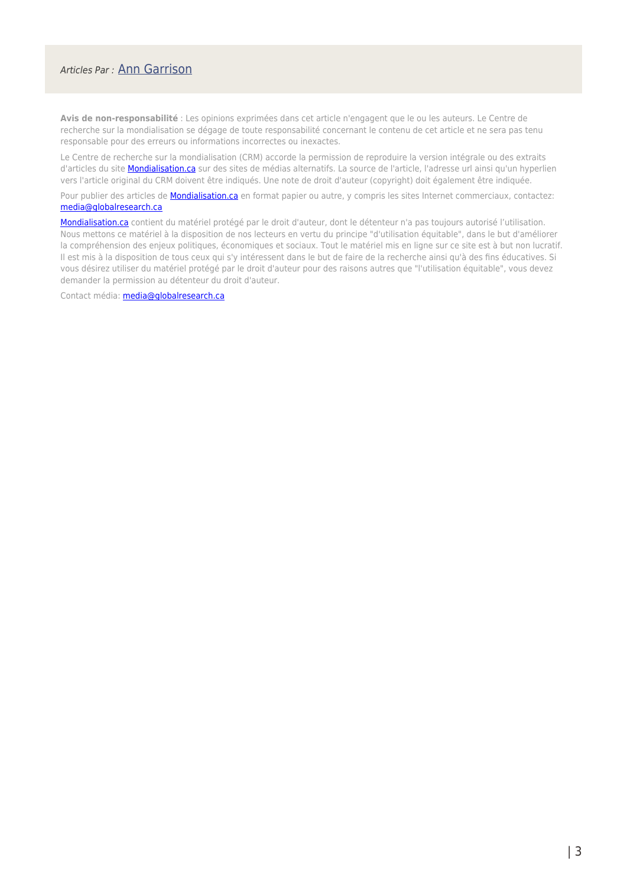*Articles Par :* Ann Garrison

**Avis de non-responsabilité** : Les opinions exprimées dans cet article n'engagent que le ou les auteurs. Le Centre de recherche sur la mondialisation se dégage de toute responsabilité concernant le contenu de cet article et ne sera pas tenu responsable pour des erreurs ou informations incorrectes ou inexactes.

Le Centre de recherche sur la mondialisation (CRM) accorde la permission de reproduire la version intégrale ou des extraits d'articles du site Mondialisation.ca sur des sites de médias alternatifs. La source de l'article, l'adresse url ainsi qu'un hyperlien vers l'article original du CRM doivent être indiqués. Une note de droit d'auteur (copyright) doit également être indiquée.

Pour publier des articles de Mondialisation.ca en format papier ou autre, y compris les sites Internet commerciaux, contactez: media@globalresearch.ca

Mondialisation.ca contient du matériel protégé par le droit d'auteur, dont le détenteur n'a pas toujours autorisé l'utilisation. Nous mettons ce matériel à la disposition de nos lecteurs en vertu du principe "d'utilisation équitable", dans le but d'améliorer la compréhension des enjeux politiques, économiques et sociaux. Tout le matériel mis en ligne sur ce site est à but non lucratif. Il est mis à la disposition de tous ceux qui s'y intéressent dans le but de faire de la recherche ainsi qu'à des fins éducatives. Si vous désirez utiliser du matériel protégé par le droit d'auteur pour des raisons autres que "l'utilisation équitable", vous devez demander la permission au détenteur du droit d'auteur.

Contact média: media@globalresearch.ca